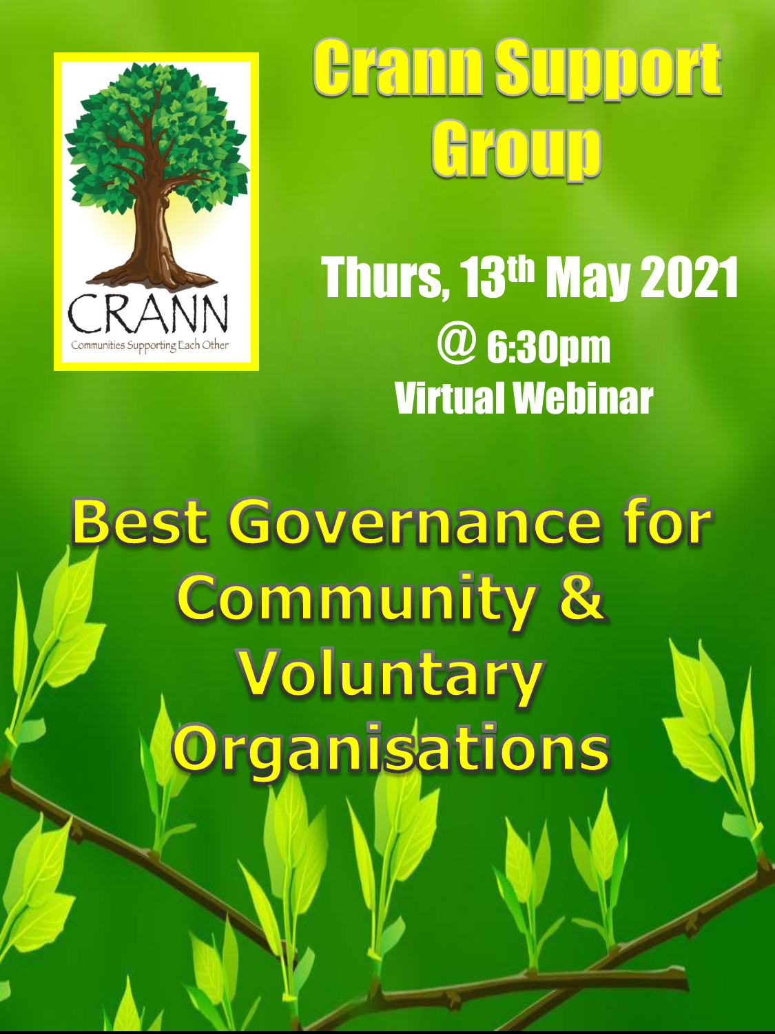CRANN

Communities Supporting Each Other

# Crann Support Group

Thurs, 13th May 2021

@ 6:30pm

Virtual Webinar

## Best Governance for Community & Voluntary Organisations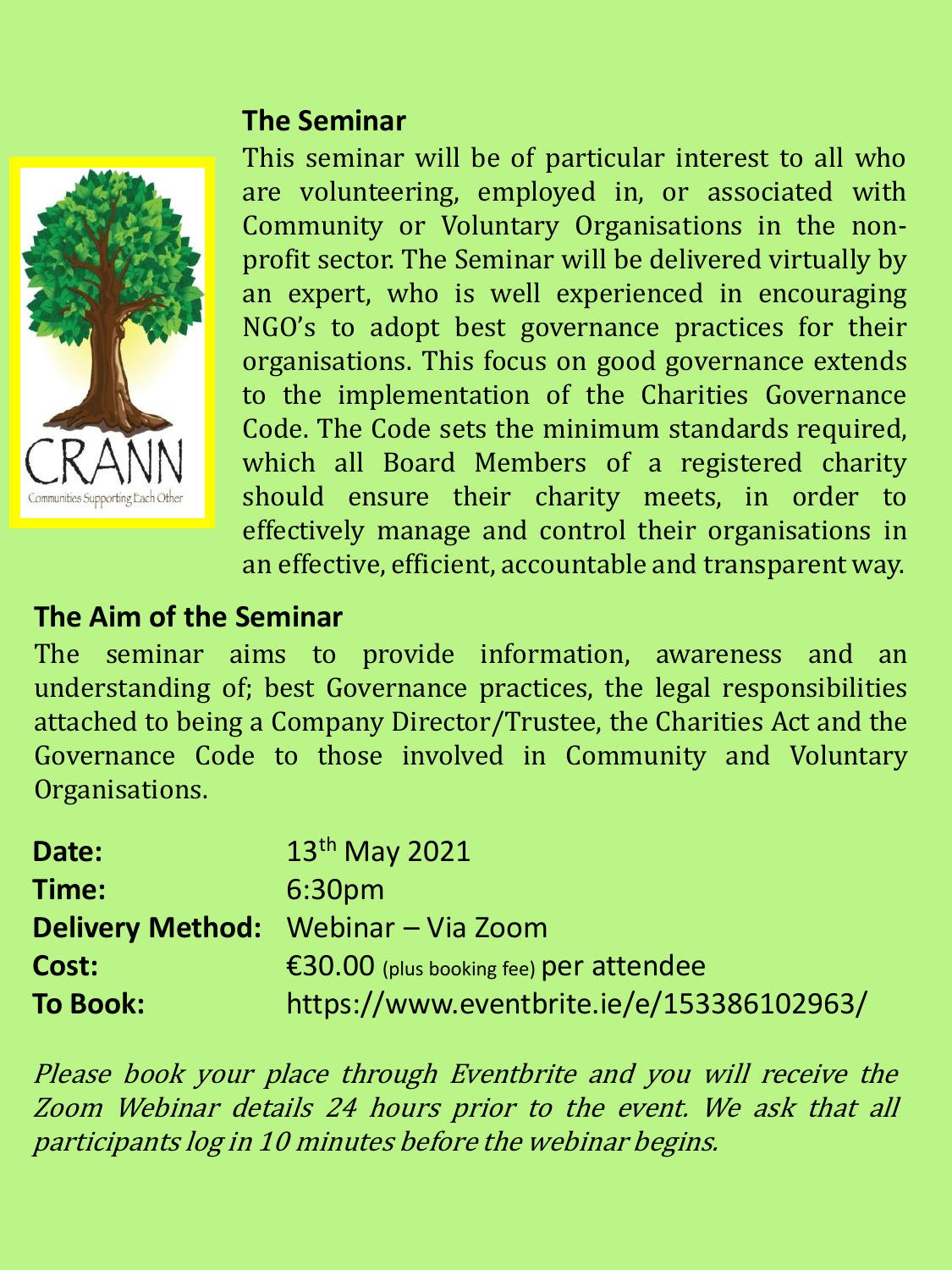## The Seminar

This seminar will be of particular interest to all who are volunteering, employed in, or associated with Community or Voluntary Organisations in the non-profit sector. The Seminar will be delivered virtually by an expert, who is well experienced in encouraging NGO's to adopt best governance practices for their organisations. This focus on good governance extends to the implementation of the Charities Governance Code. The Code sets the minimum standards required, which all Board Members of a registered charity should ensure their charity meets, in order to effectively manage and control their organisations in an effective, efficient, accountable and transparent way.

## The Aim of the Seminar

The seminar aims to provide information, awareness and an understanding of; best Governance practices, the legal responsibilities attached to being a Company Director/Trustee, the Charities Act and the Governance Code to those involved in Community and Voluntary Organisations.

| | |
|---|---|
| **Date:** | 13th May 2021 |
| **Time:** | 6:30pm |
| **Delivery Method:** | Webinar – Via Zoom |
| **Cost:** | €30.00 (plus booking fee) per attendee |
| **To Book:** | https://www.eventbrite.ie/e/153386102963/ |

*Please book your place through Eventbrite and you will receive the Zoom Webinar details 24 hours prior to the event. We ask that all participants log in 10 minutes before the webinar begins.*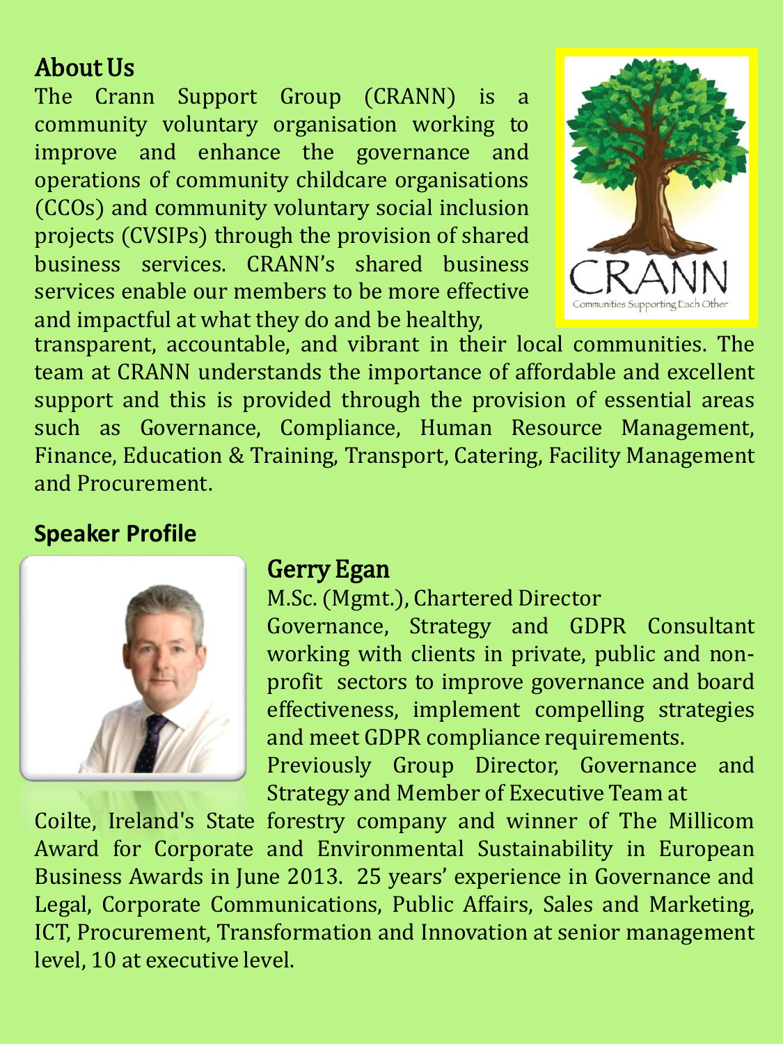## About Us

The Crann Support Group (CRANN) is a community voluntary organisation working to improve and enhance the governance and operations of community childcare organisations (CCOs) and community voluntary social inclusion projects (CVSIPs) through the provision of shared business services. CRANN's shared business services enable our members to be more effective and impactful at what they do and be healthy, transparent, accountable, and vibrant in their local communities. The team at CRANN understands the importance of affordable and excellent support and this is provided through the provision of essential areas such as Governance, Compliance, Human Resource Management, Finance, Education & Training, Transport, Catering, Facility Management and Procurement.

## Speaker Profile

### Gerry Egan

M.Sc. (Mgmt.), Chartered Director

Governance, Strategy and GDPR Consultant working with clients in private, public and non-profit sectors to improve governance and board effectiveness, implement compelling strategies and meet GDPR compliance requirements.

Previously Group Director, Governance and Strategy and Member of Executive Team at Coilte, Ireland's State forestry company and winner of The Millicom Award for Corporate and Environmental Sustainability in European Business Awards in June 2013. 25 years' experience in Governance and Legal, Corporate Communications, Public Affairs, Sales and Marketing, ICT, Procurement, Transformation and Innovation at senior management level, 10 at executive level.